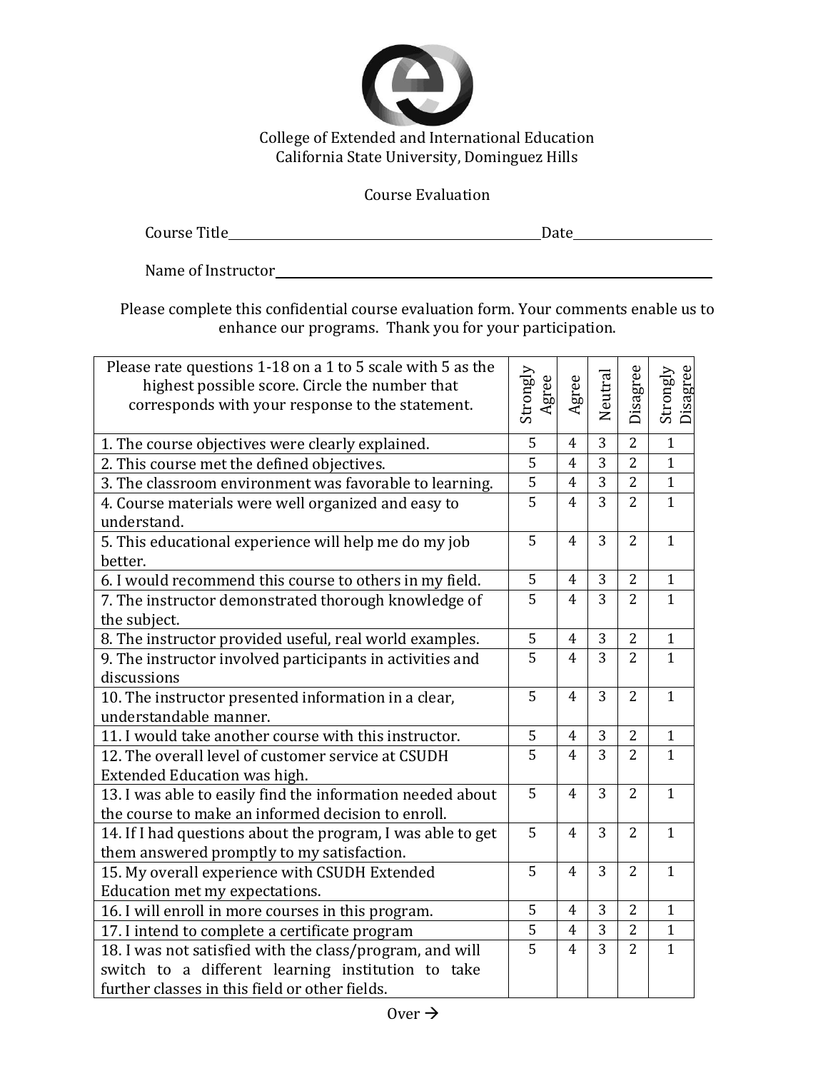College of Extended and International Education
California State University, Dominguez Hills

Course Evaluation

Course Title\_\_\_\_\_\_\_\_\_\_\_\_\_\_\_\_\_\_\_\_\_\_\_\_\_\_\_\_\_\_\_\_\_\_\_\_\_\_\_\_Date\_\_\_\_\_\_\_\_\_\_\_\_\_\_\_\_\_\_\_\_

Name of Instructor\_\_\_\_\_\_\_\_\_\_\_\_\_\_\_\_\_\_\_\_\_\_\_\_\_\_\_\_\_\_\_\_\_\_\_\_\_\_\_\_\_\_\_\_\_\_\_\_\_\_\_\_\_\_

Please complete this confidential course evaluation form. Your comments enable us to enhance our programs. Thank you for your participation.

| Please rate questions 1-18 on a 1 to 5 scale with 5 as the highest possible score. Circle the number that corresponds with your response to the statement. | Strongly Agree | Agree | Neutral | Disagree | Strongly Disagree |
|---|---|---|---|---|---|
| 1. The course objectives were clearly explained. | 5 | 4 | 3 | 2 | 1 |
| 2. This course met the defined objectives. | 5 | 4 | 3 | 2 | 1 |
| 3. The classroom environment was favorable to learning. | 5 | 4 | 3 | 2 | 1 |
| 4. Course materials were well organized and easy to understand. | 5 | 4 | 3 | 2 | 1 |
| 5. This educational experience will help me do my job better. | 5 | 4 | 3 | 2 | 1 |
| 6. I would recommend this course to others in my field. | 5 | 4 | 3 | 2 | 1 |
| 7. The instructor demonstrated thorough knowledge of the subject. | 5 | 4 | 3 | 2 | 1 |
| 8. The instructor provided useful, real world examples. | 5 | 4 | 3 | 2 | 1 |
| 9. The instructor involved participants in activities and discussions | 5 | 4 | 3 | 2 | 1 |
| 10. The instructor presented information in a clear, understandable manner. | 5 | 4 | 3 | 2 | 1 |
| 11. I would take another course with this instructor. | 5 | 4 | 3 | 2 | 1 |
| 12. The overall level of customer service at CSUDH Extended Education was high. | 5 | 4 | 3 | 2 | 1 |
| 13. I was able to easily find the information needed about the course to make an informed decision to enroll. | 5 | 4 | 3 | 2 | 1 |
| 14. If I had questions about the program, I was able to get them answered promptly to my satisfaction. | 5 | 4 | 3 | 2 | 1 |
| 15. My overall experience with CSUDH Extended Education met my expectations. | 5 | 4 | 3 | 2 | 1 |
| 16. I will enroll in more courses in this program. | 5 | 4 | 3 | 2 | 1 |
| 17. I intend to complete a certificate program | 5 | 4 | 3 | 2 | 1 |
| 18. I was not satisfied with the class/program, and will switch to a different learning institution to take further classes in this field or other fields. | 5 | 4 | 3 | 2 | 1 |

Over →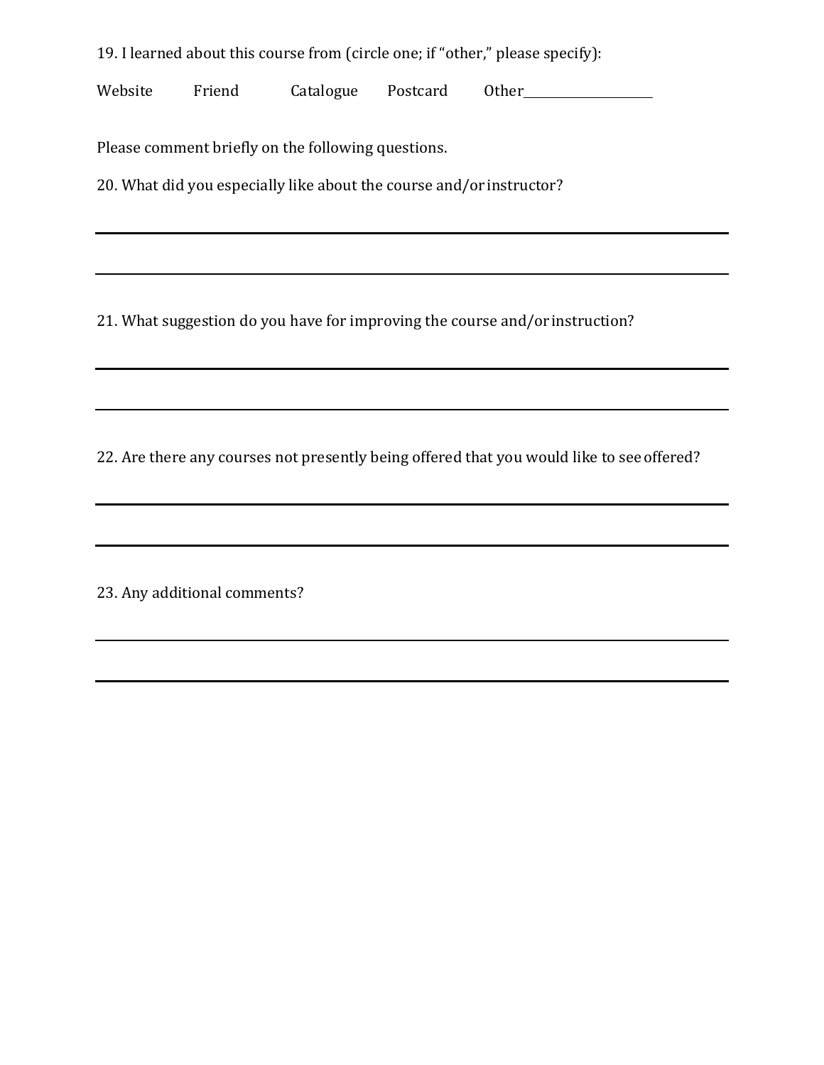19. I learned about this course from (circle one; if "other," please specify):

Website Friend Catalogue Postcard Other____________________

Please comment briefly on the following questions.

20. What did you especially like about the course and/or instructor?

---

---

21. What suggestion do you have for improving the course and/or instruction?

---

---

22. Are there any courses not presently being offered that you would like to see offered?

---

---

23. Any additional comments?

---

---